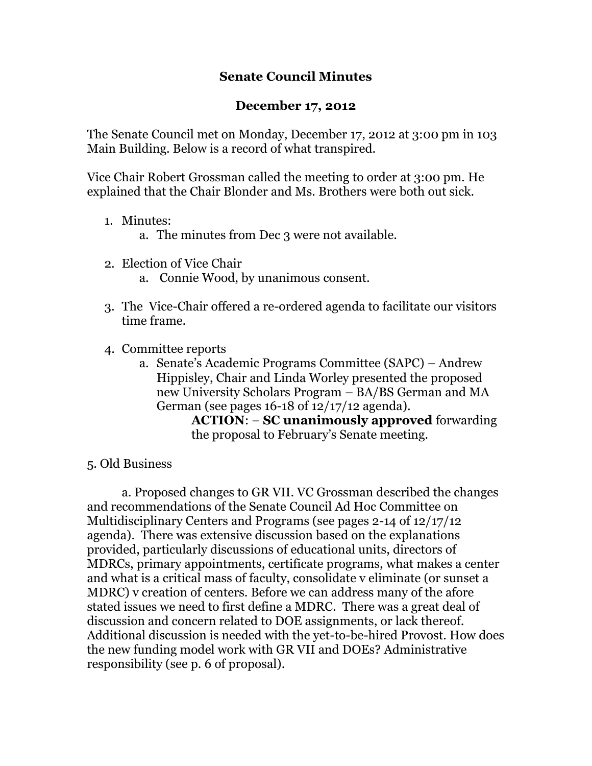# Senate Council Minutes

## December 17, 2012

The Senate Council met on Monday, December 17, 2012 at 3:00 pm in 103 Main Building. Below is a record of what transpired.

Vice Chair Robert Grossman called the meeting to order at 3:00 pm. He explained that the Chair Blonder and Ms. Brothers were both out sick.

1. Minutes:
   a. The minutes from Dec 3 were not available.

2. Election of Vice Chair
   a. Connie Wood, by unanimous consent.

3. The Vice-Chair offered a re-ordered agenda to facilitate our visitors time frame.

4. Committee reports
   a. Senate's Academic Programs Committee (SAPC) – Andrew Hippisley, Chair and Linda Worley presented the proposed new University Scholars Program – BA/BS German and MA German (see pages 16-18 of 12/17/12 agenda).
      **ACTION**: – **SC unanimously approved** forwarding the proposal to February's Senate meeting.

5. Old Business

   a. Proposed changes to GR VII. VC Grossman described the changes and recommendations of the Senate Council Ad Hoc Committee on Multidisciplinary Centers and Programs (see pages 2-14 of 12/17/12 agenda). There was extensive discussion based on the explanations provided, particularly discussions of educational units, directors of MDRCs, primary appointments, certificate programs, what makes a center and what is a critical mass of faculty, consolidate v eliminate (or sunset a MDRC) v creation of centers. Before we can address many of the afore stated issues we need to first define a MDRC. There was a great deal of discussion and concern related to DOE assignments, or lack thereof. Additional discussion is needed with the yet-to-be-hired Provost. How does the new funding model work with GR VII and DOEs? Administrative responsibility (see p. 6 of proposal).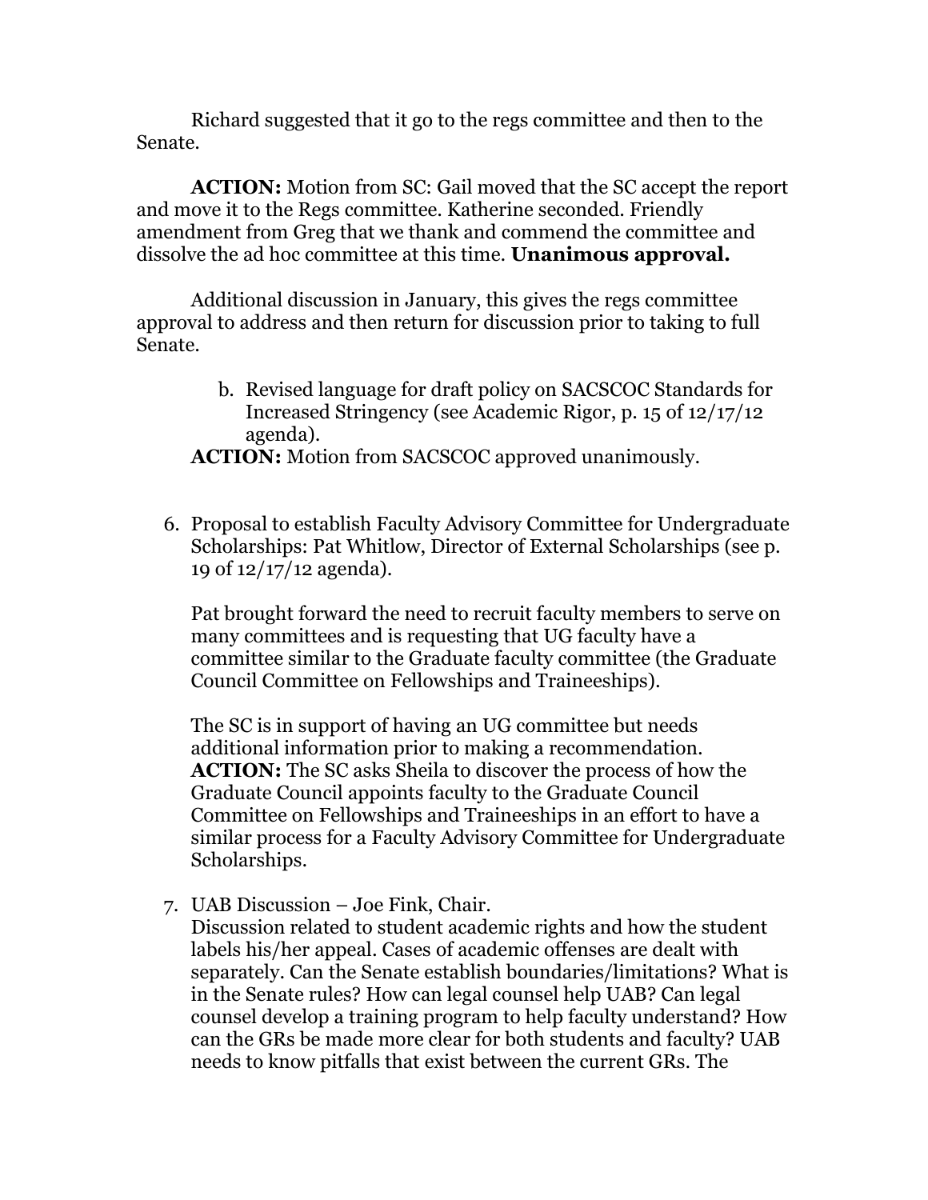Richard suggested that it go to the regs committee and then to the Senate.

**ACTION:** Motion from SC: Gail moved that the SC accept the report and move it to the Regs committee. Katherine seconded. Friendly amendment from Greg that we thank and commend the committee and dissolve the ad hoc committee at this time. **Unanimous approval.**

Additional discussion in January, this gives the regs committee approval to address and then return for discussion prior to taking to full Senate.

b. Revised language for draft policy on SACSCOC Standards for Increased Stringency (see Academic Rigor, p. 15 of 12/17/12 agenda).

**ACTION:** Motion from SACSCOC approved unanimously.

6. Proposal to establish Faculty Advisory Committee for Undergraduate Scholarships: Pat Whitlow, Director of External Scholarships (see p. 19 of 12/17/12 agenda).

   Pat brought forward the need to recruit faculty members to serve on many committees and is requesting that UG faculty have a committee similar to the Graduate faculty committee (the Graduate Council Committee on Fellowships and Traineeships).

   The SC is in support of having an UG committee but needs additional information prior to making a recommendation.
   **ACTION:** The SC asks Sheila to discover the process of how the Graduate Council appoints faculty to the Graduate Council Committee on Fellowships and Traineeships in an effort to have a similar process for a Faculty Advisory Committee for Undergraduate Scholarships.

7. UAB Discussion – Joe Fink, Chair.
   Discussion related to student academic rights and how the student labels his/her appeal. Cases of academic offenses are dealt with separately. Can the Senate establish boundaries/limitations? What is in the Senate rules? How can legal counsel help UAB? Can legal counsel develop a training program to help faculty understand? How can the GRs be made more clear for both students and faculty? UAB needs to know pitfalls that exist between the current GRs. The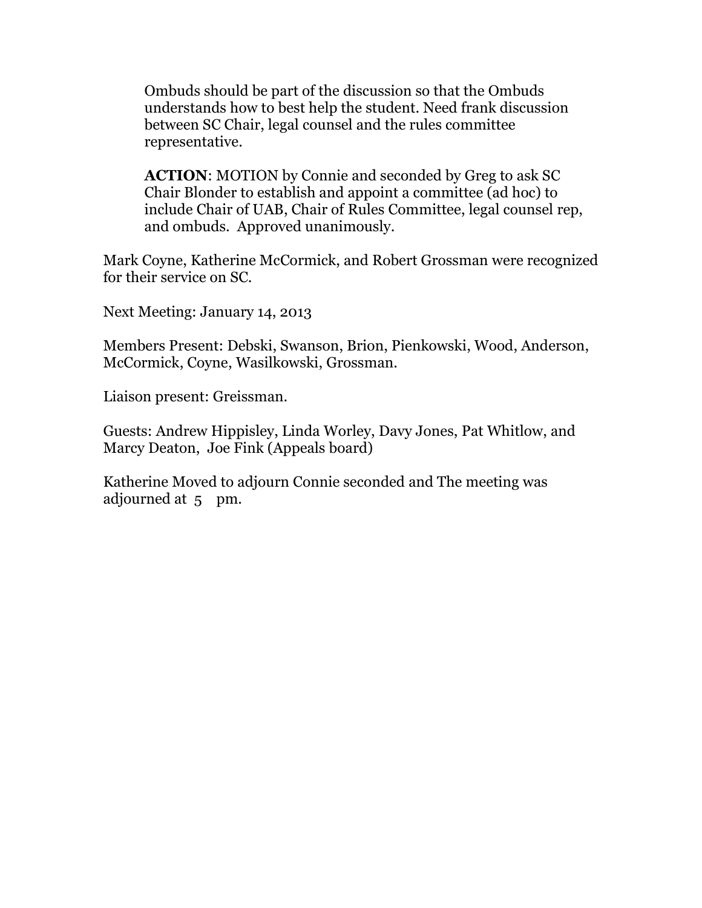Ombuds should be part of the discussion so that the Ombuds understands how to best help the student. Need frank discussion between SC Chair, legal counsel and the rules committee representative.

**ACTION**: MOTION by Connie and seconded by Greg to ask SC Chair Blonder to establish and appoint a committee (ad hoc) to include Chair of UAB, Chair of Rules Committee, legal counsel rep, and ombuds. Approved unanimously.

Mark Coyne, Katherine McCormick, and Robert Grossman were recognized for their service on SC.

Next Meeting: January 14, 2013

Members Present: Debski, Swanson, Brion, Pienkowski, Wood, Anderson, McCormick, Coyne, Wasilkowski, Grossman.

Liaison present: Greissman.

Guests: Andrew Hippisley, Linda Worley, Davy Jones, Pat Whitlow, and Marcy Deaton, Joe Fink (Appeals board)

Katherine Moved to adjourn Connie seconded and The meeting was adjourned at 5 pm.